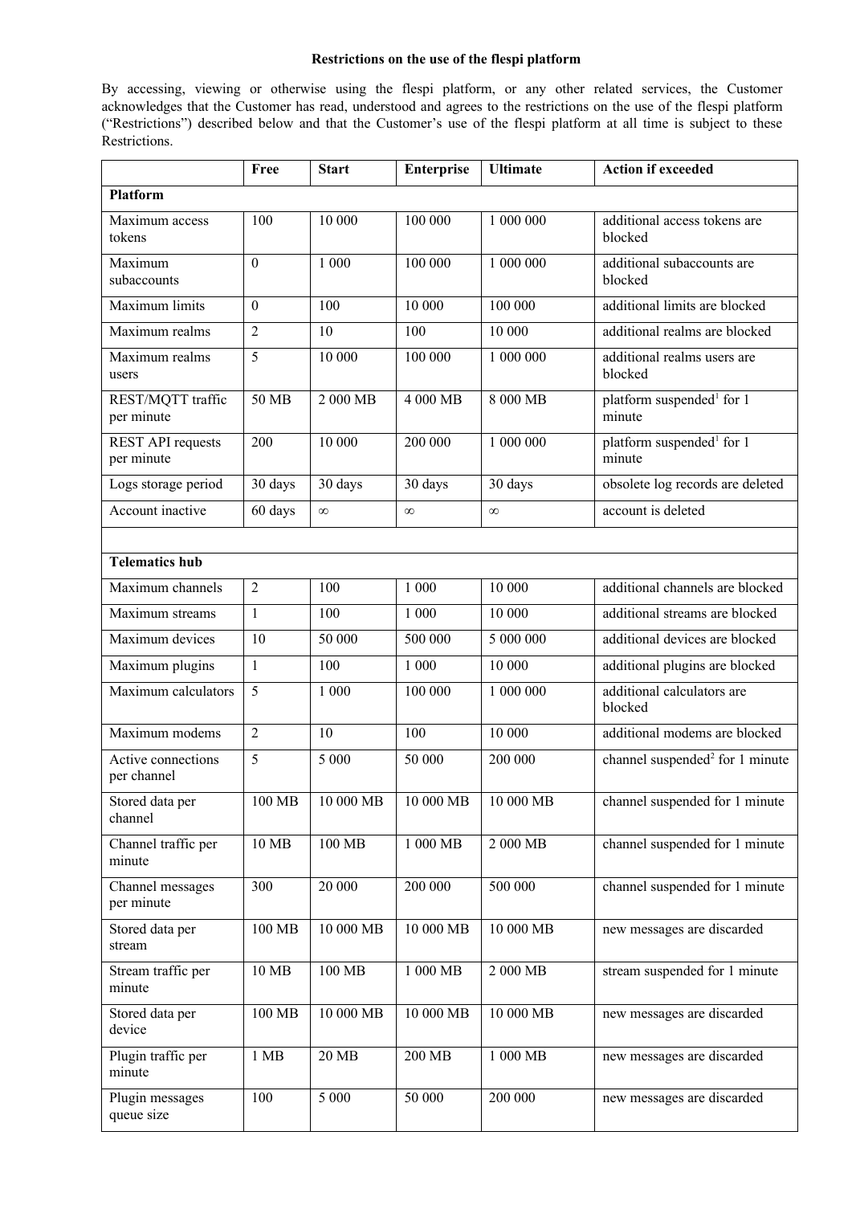# Restrictions on the use of the flespi platform

By accessing, viewing or otherwise using the flespi platform, or any other related services, the Customer acknowledges that the Customer has read, understood and agrees to the restrictions on the use of the flespi platform ("Restrictions") described below and that the Customer's use of the flespi platform at all time is subject to these Restrictions.

| | Free | Start | Enterprise | Ultimate | Action if exceeded |
|---|---|---|---|---|---|
| **Platform** | | | | | |
| Maximum access tokens | 100 | 10 000 | 100 000 | 1 000 000 | additional access tokens are blocked |
| Maximum subaccounts | 0 | 1 000 | 100 000 | 1 000 000 | additional subaccounts are blocked |
| Maximum limits | 0 | 100 | 10 000 | 100 000 | additional limits are blocked |
| Maximum realms | 2 | 10 | 100 | 10 000 | additional realms are blocked |
| Maximum realms users | 5 | 10 000 | 100 000 | 1 000 000 | additional realms users are blocked |
| REST/MQTT traffic per minute | 50 MB | 2 000 MB | 4 000 MB | 8 000 MB | platform suspended[1] for 1 minute |
| REST API requests per minute | 200 | 10 000 | 200 000 | 1 000 000 | platform suspended[1] for 1 minute |
| Logs storage period | 30 days | 30 days | 30 days | 30 days | obsolete log records are deleted |
| Account inactive | 60 days | ∞ | ∞ | ∞ | account is deleted |
| | | | | | |
| **Telematics hub** | | | | | |
| Maximum channels | 2 | 100 | 1 000 | 10 000 | additional channels are blocked |
| Maximum streams | 1 | 100 | 1 000 | 10 000 | additional streams are blocked |
| Maximum devices | 10 | 50 000 | 500 000 | 5 000 000 | additional devices are blocked |
| Maximum plugins | 1 | 100 | 1 000 | 10 000 | additional plugins are blocked |
| Maximum calculators | 5 | 1 000 | 100 000 | 1 000 000 | additional calculators are blocked |
| Maximum modems | 2 | 10 | 100 | 10 000 | additional modems are blocked |
| Active connections per channel | 5 | 5 000 | 50 000 | 200 000 | channel suspended[2] for 1 minute |
| Stored data per channel | 100 MB | 10 000 MB | 10 000 MB | 10 000 MB | channel suspended for 1 minute |
| Channel traffic per minute | 10 MB | 100 MB | 1 000 MB | 2 000 MB | channel suspended for 1 minute |
| Channel messages per minute | 300 | 20 000 | 200 000 | 500 000 | channel suspended for 1 minute |
| Stored data per stream | 100 MB | 10 000 MB | 10 000 MB | 10 000 MB | new messages are discarded |
| Stream traffic per minute | 10 MB | 100 MB | 1 000 MB | 2 000 MB | stream suspended for 1 minute |
| Stored data per device | 100 MB | 10 000 MB | 10 000 MB | 10 000 MB | new messages are discarded |
| Plugin traffic per minute | 1 MB | 20 MB | 200 MB | 1 000 MB | new messages are discarded |
| Plugin messages queue size | 100 | 5 000 | 50 000 | 200 000 | new messages are discarded |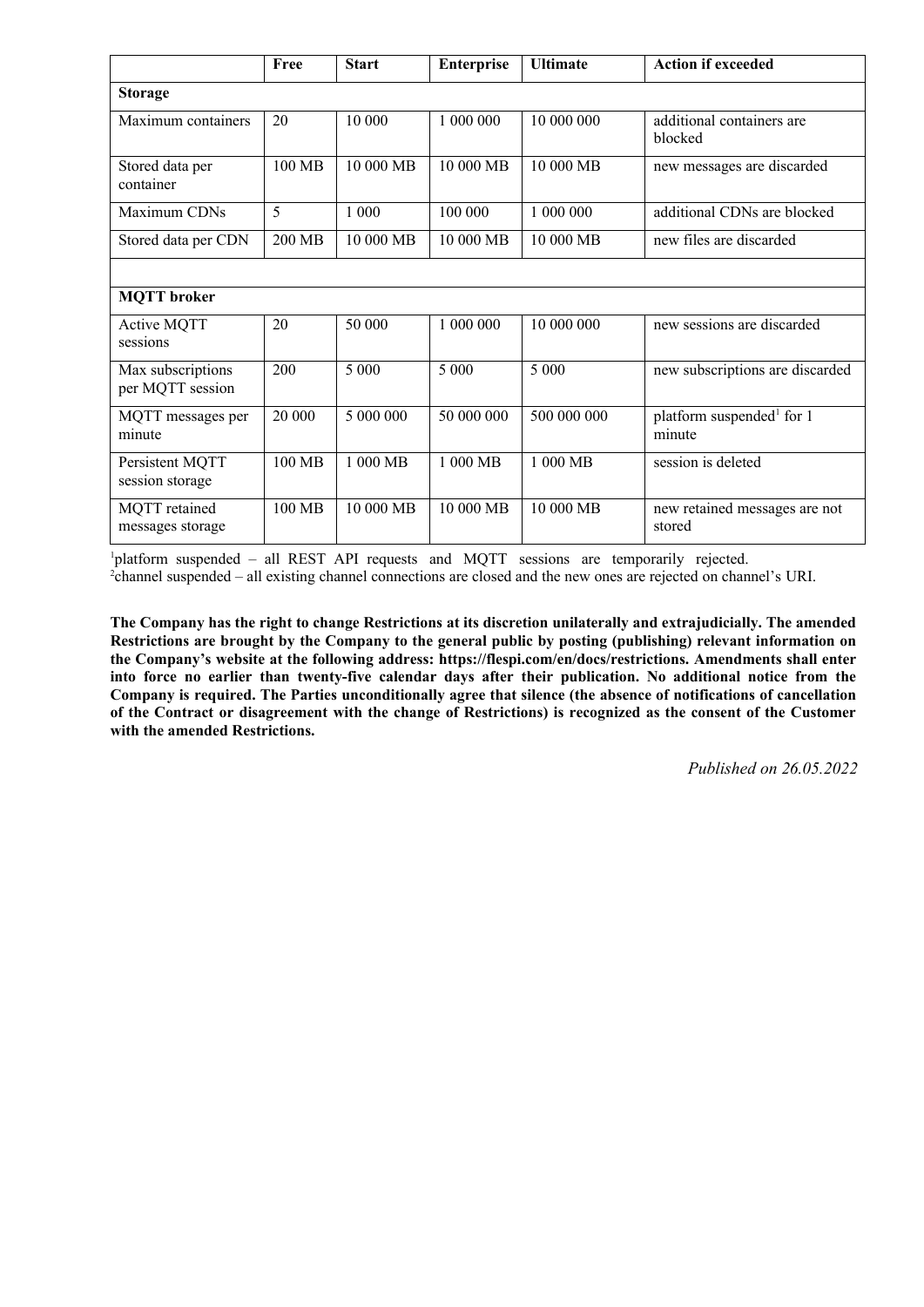| | Free | Start | Enterprise | Ultimate | Action if exceeded |
| --- | --- | --- | --- | --- | --- |
| **Storage** | | | | | |
| Maximum containers | 20 | 10 000 | 1 000 000 | 10 000 000 | additional containers are blocked |
| Stored data per container | 100 MB | 10 000 MB | 10 000 MB | 10 000 MB | new messages are discarded |
| Maximum CDNs | 5 | 1 000 | 100 000 | 1 000 000 | additional CDNs are blocked |
| Stored data per CDN | 200 MB | 10 000 MB | 10 000 MB | 10 000 MB | new files are discarded |
| | | | | | |
| **MQTT broker** | | | | | |
| Active MQTT sessions | 20 | 50 000 | 1 000 000 | 10 000 000 | new sessions are discarded |
| Max subscriptions per MQTT session | 200 | 5 000 | 5 000 | 5 000 | new subscriptions are discarded |
| MQTT messages per minute | 20 000 | 5 000 000 | 50 000 000 | 500 000 000 | platform suspended[1] for 1 minute |
| Persistent MQTT session storage | 100 MB | 1 000 MB | 1 000 MB | 1 000 MB | session is deleted |
| MQTT retained messages storage | 100 MB | 10 000 MB | 10 000 MB | 10 000 MB | new retained messages are not stored |

[1]platform suspended – all REST API requests and MQTT sessions are temporarily rejected.
[2]channel suspended – all existing channel connections are closed and the new ones are rejected on channel's URI.

**The Company has the right to change Restrictions at its discretion unilaterally and extrajudicially. The amended Restrictions are brought by the Company to the general public by posting (publishing) relevant information on the Company's website at the following address: https://flespi.com/en/docs/restrictions. Amendments shall enter into force no earlier than twenty-five calendar days after their publication. No additional notice from the Company is required. The Parties unconditionally agree that silence (the absence of notifications of cancellation of the Contract or disagreement with the change of Restrictions) is recognized as the consent of the Customer with the amended Restrictions.**

*Published on 26.05.2022*